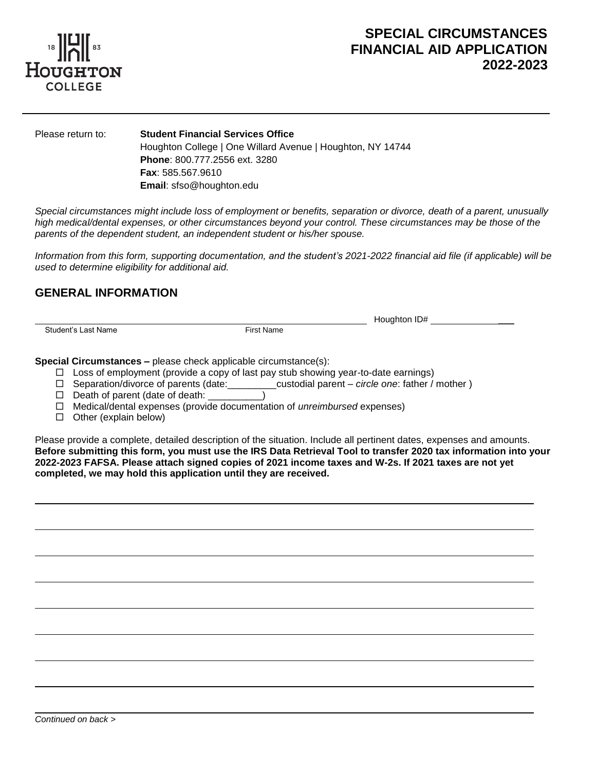HOUGHTON COLLEGE 1883

# SPECIAL CIRCUMSTANCES FINANCIAL AID APPLICATION 2022-2023

Please return to: **Student Financial Services Office**
Houghton College | One Willard Avenue | Houghton, NY 14744
**Phone**: 800.777.2556 ext. 3280
**Fax**: 585.567.9610
**Email**: sfso@houghton.edu

*Special circumstances might include loss of employment or benefits, separation or divorce, death of a parent, unusually high medical/dental expenses, or other circumstances beyond your control. These circumstances may be those of the parents of the dependent student, an independent student or his/her spouse.*

*Information from this form, supporting documentation, and the student's 2021-2022 financial aid file (if applicable) will be used to determine eligibility for additional aid.*

## GENERAL INFORMATION

______________________________ ______________________________ Houghton ID# ______________

Student's Last Name First Name

**Special Circumstances –** please check applicable circumstance(s):

- ☐ Loss of employment (provide a copy of last pay stub showing year-to-date earnings)
- ☐ Separation/divorce of parents (date:_________custodial parent – *circle one*: father / mother )
- ☐ Death of parent (date of death: __________)
- ☐ Medical/dental expenses (provide documentation of *unreimbursed* expenses)
- ☐ Other (explain below)

Please provide a complete, detailed description of the situation. Include all pertinent dates, expenses and amounts. **Before submitting this form, you must use the IRS Data Retrieval Tool to transfer 2020 tax information into your 2022-2023 FAFSA. Please attach signed copies of 2021 income taxes and W-2s. If 2021 taxes are not yet completed, we may hold this application until they are received.**

______________________________________________________________________

______________________________________________________________________

______________________________________________________________________

______________________________________________________________________

______________________________________________________________________

______________________________________________________________________

______________________________________________________________________

______________________________________________________________________

______________________________________________________________________

*Continued on back >*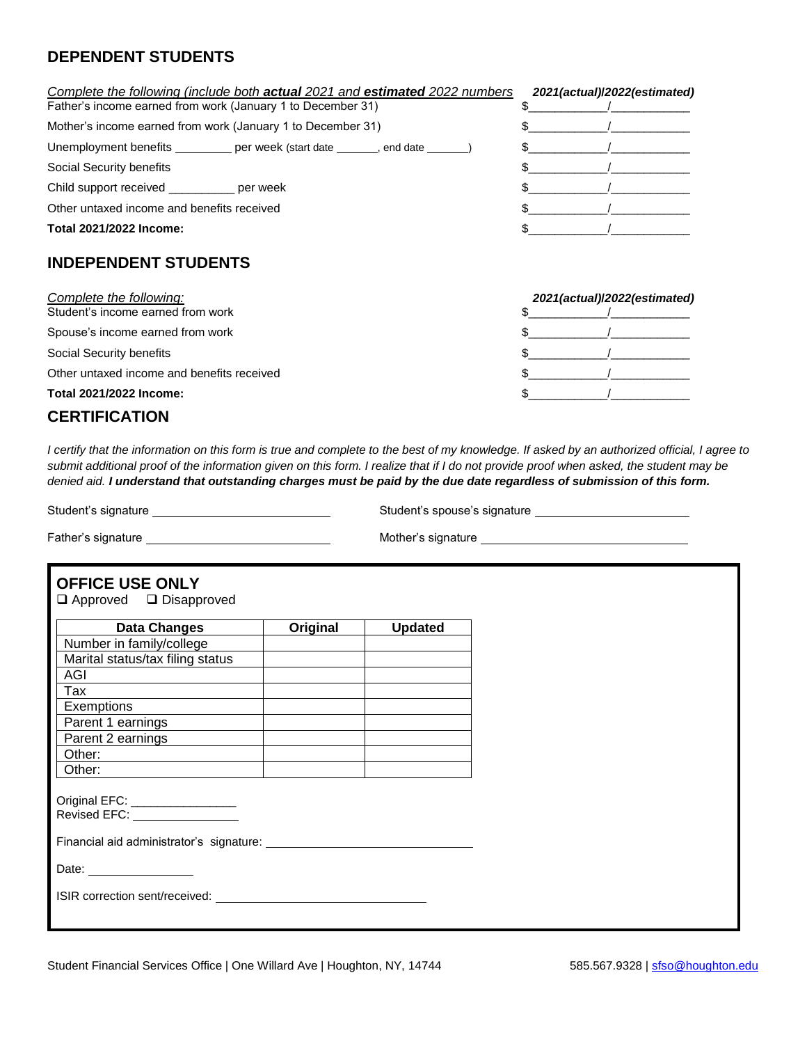## DEPENDENT STUDENTS

| *Complete the following (include both **actual** 2021 and **estimated** 2022 numbers* | ***2021(actual)/2022(estimated)*** |
|---|---|
| Father's income earned from work (January 1 to December 31) | $\_\_\_\_\_\_\_\_\_\_\_\_/\_\_\_\_\_\_\_\_\_\_\_\_ |
| Mother's income earned from work (January 1 to December 31) | $\_\_\_\_\_\_\_\_\_\_\_\_/\_\_\_\_\_\_\_\_\_\_\_\_ |
| Unemployment benefits \_\_\_\_\_\_\_\_\_ per week (start date \_\_\_\_\_\_\_, end date \_\_\_\_\_\_\_) | $\_\_\_\_\_\_\_\_\_\_\_\_/\_\_\_\_\_\_\_\_\_\_\_\_ |
| Social Security benefits | $\_\_\_\_\_\_\_\_\_\_\_\_/\_\_\_\_\_\_\_\_\_\_\_\_ |
| Child support received \_\_\_\_\_\_\_\_\_\_ per week | $\_\_\_\_\_\_\_\_\_\_\_\_/\_\_\_\_\_\_\_\_\_\_\_\_ |
| Other untaxed income and benefits received | $\_\_\_\_\_\_\_\_\_\_\_\_/\_\_\_\_\_\_\_\_\_\_\_\_ |
| **Total 2021/2022 Income:** | $\_\_\_\_\_\_\_\_\_\_\_\_/\_\_\_\_\_\_\_\_\_\_\_\_ |

## INDEPENDENT STUDENTS

| *Complete the following:* | ***2021(actual)/2022(estimated)*** |
|---|---|
| Student's income earned from work | $\_\_\_\_\_\_\_\_\_\_\_\_/\_\_\_\_\_\_\_\_\_\_\_\_ |
| Spouse's income earned from work | $\_\_\_\_\_\_\_\_\_\_\_\_/\_\_\_\_\_\_\_\_\_\_\_\_ |
| Social Security benefits | $\_\_\_\_\_\_\_\_\_\_\_\_/\_\_\_\_\_\_\_\_\_\_\_\_ |
| Other untaxed income and benefits received | $\_\_\_\_\_\_\_\_\_\_\_\_/\_\_\_\_\_\_\_\_\_\_\_\_ |
| **Total 2021/2022 Income:** | $\_\_\_\_\_\_\_\_\_\_\_\_/\_\_\_\_\_\_\_\_\_\_\_\_ |

## CERTIFICATION

*I certify that the information on this form is true and complete to the best of my knowledge. If asked by an authorized official, I agree to submit additional proof of the information given on this form. I realize that if I do not provide proof when asked, the student may be denied aid.* ***I understand that outstanding charges must be paid by the due date regardless of submission of this form.***

Student's signature \_\_\_\_\_\_\_\_\_\_\_\_\_\_\_\_\_\_\_\_\_\_\_\_\_\_ Student's spouse's signature \_\_\_\_\_\_\_\_\_\_\_\_\_\_\_\_\_\_\_\_\_\_\_\_\_\_

Father's signature \_\_\_\_\_\_\_\_\_\_\_\_\_\_\_\_\_\_\_\_\_\_\_\_\_\_ Mother's signature \_\_\_\_\_\_\_\_\_\_\_\_\_\_\_\_\_\_\_\_\_\_\_\_\_\_

## OFFICE USE ONLY

❑ Approved ❑ Disapproved

| Data Changes | Original | Updated |
|---|---|---|
| Number in family/college | | |
| Marital status/tax filing status | | |
| AGI | | |
| Tax | | |
| Exemptions | | |
| Parent 1 earnings | | |
| Parent 2 earnings | | |
| Other: | | |
| Other: | | |

Original EFC: \_\_\_\_\_\_\_\_\_\_\_\_\_\_\_\_

Revised EFC: \_\_\_\_\_\_\_\_\_\_\_\_\_\_\_\_

Financial aid administrator's signature: \_\_\_\_\_\_\_\_\_\_\_\_\_\_\_\_\_\_\_\_\_\_\_\_\_\_\_\_\_\_

Date: \_\_\_\_\_\_\_\_\_\_\_\_\_\_\_\_

ISIR correction sent/received: \_\_\_\_\_\_\_\_\_\_\_\_\_\_\_\_\_\_\_\_\_\_\_\_\_\_\_\_\_\_

Student Financial Services Office | One Willard Ave | Houghton, NY, 14744 585.567.9328 | sfso@houghton.edu